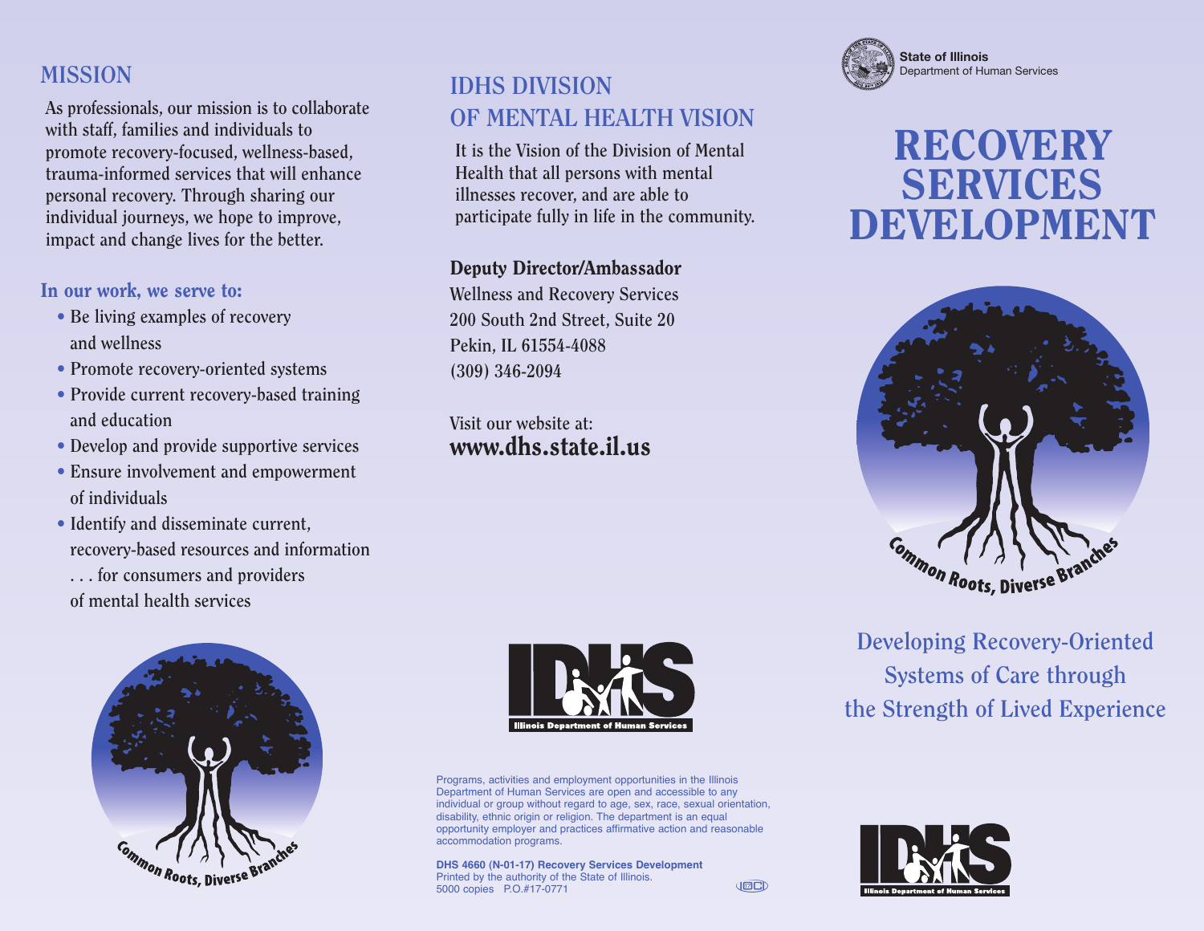## MISSION

As professionals, our mission is to collaborate with staff, families and individuals to promote recovery-focused, wellness-based, trauma-informed services that will enhance personal recovery. Through sharing our individual journeys, we hope to improve, impact and change lives for the better.

### In our work, we serve to:

- Be living examples of recovery and wellness
- Promote recovery-oriented systems
- Provide current recovery-based training and education
- Develop and provide supportive services
- Ensure involvement and empowerment of individuals
- Identify and disseminate current, recovery-based resources and information

. . . for consumers and providers of mental health services

Common Roots, Diverse Branches

## IDHS DIVISION OF MENTAL HEALTH VISION

It is the Vision of the Division of Mental Health that all persons with mental illnesses recover, and are able to participate fully in life in the community.

### Deputy Director/Ambassador

Wellness and Recovery Services
200 South 2nd Street, Suite 20
Pekin, IL 61554-4088
(309) 346-2094

Visit our website at:
**www.dhs.state.il.us**

IDHS
Illinois Department of Human Services

Programs, activities and employment opportunities in the Illinois Department of Human Services are open and accessible to any individual or group without regard to age, sex, race, sexual orientation, disability, ethnic origin or religion. The department is an equal opportunity employer and practices affirmative action and reasonable accommodation programs.

**DHS 4660 (N-01-17) Recovery Services Development**
Printed by the authority of the State of Illinois.
5000 copies P.O.#17-0771

**State of Illinois**
Department of Human Services

# RECOVERY SERVICES DEVELOPMENT

Common Roots, Diverse Branches

Developing Recovery-Oriented Systems of Care through the Strength of Lived Experience

IDHS
Illinois Department of Human Services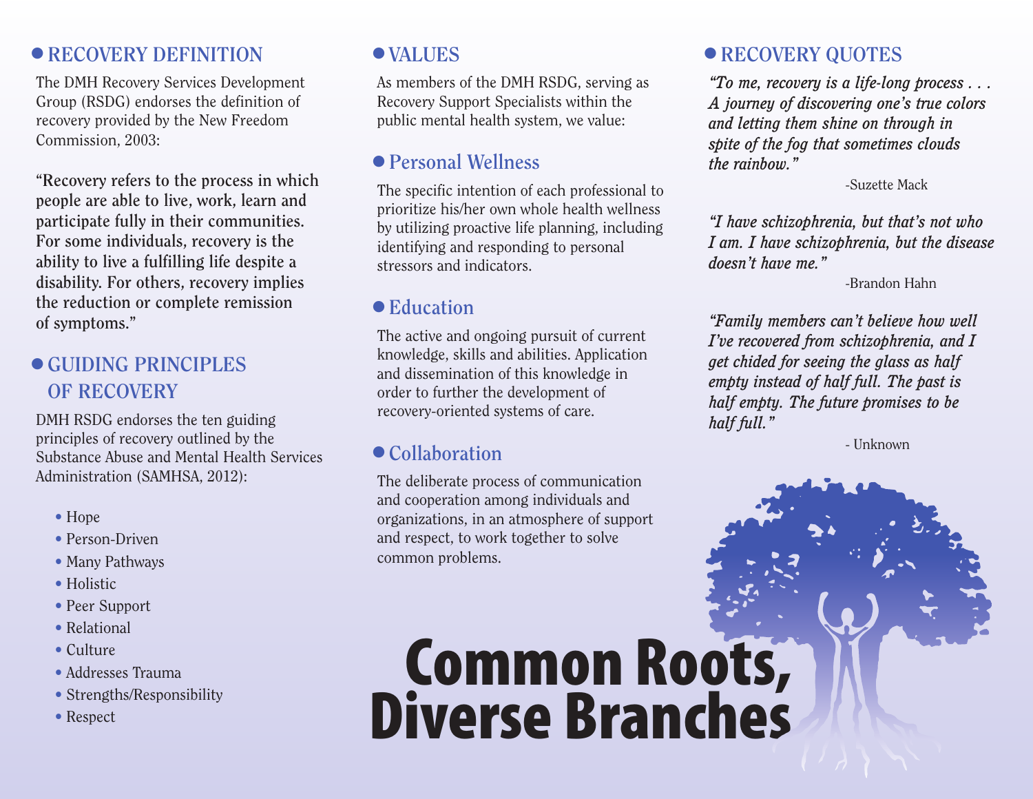## RECOVERY DEFINITION

The DMH Recovery Services Development Group (RSDG) endorses the definition of recovery provided by the New Freedom Commission, 2003:

**"Recovery refers to the process in which people are able to live, work, learn and participate fully in their communities. For some individuals, recovery is the ability to live a fulfilling life despite a disability. For others, recovery implies the reduction or complete remission of symptoms."**

## GUIDING PRINCIPLES OF RECOVERY

DMH RSDG endorses the ten guiding principles of recovery outlined by the Substance Abuse and Mental Health Services Administration (SAMHSA, 2012):

- Hope
- Person-Driven
- Many Pathways
- Holistic
- Peer Support
- Relational
- Culture
- Addresses Trauma
- Strengths/Responsibility
- Respect

## VALUES

As members of the DMH RSDG, serving as Recovery Support Specialists within the public mental health system, we value:

### Personal Wellness

The specific intention of each professional to prioritize his/her own whole health wellness by utilizing proactive life planning, including identifying and responding to personal stressors and indicators.

### Education

The active and ongoing pursuit of current knowledge, skills and abilities. Application and dissemination of this knowledge in order to further the development of recovery-oriented systems of care.

### Collaboration

The deliberate process of communication and cooperation among individuals and organizations, in an atmosphere of support and respect, to work together to solve common problems.

## RECOVERY QUOTES

*"To me, recovery is a life-long process . . . A journey of discovering one's true colors and letting them shine on through in spite of the fog that sometimes clouds the rainbow."*

-Suzette Mack

*"I have schizophrenia, but that's not who I am. I have schizophrenia, but the disease doesn't have me."*

-Brandon Hahn

*"Family members can't believe how well I've recovered from schizophrenia, and I get chided for seeing the glass as half empty instead of half full. The past is half empty. The future promises to be half full."*

- Unknown

# Common Roots, Diverse Branches